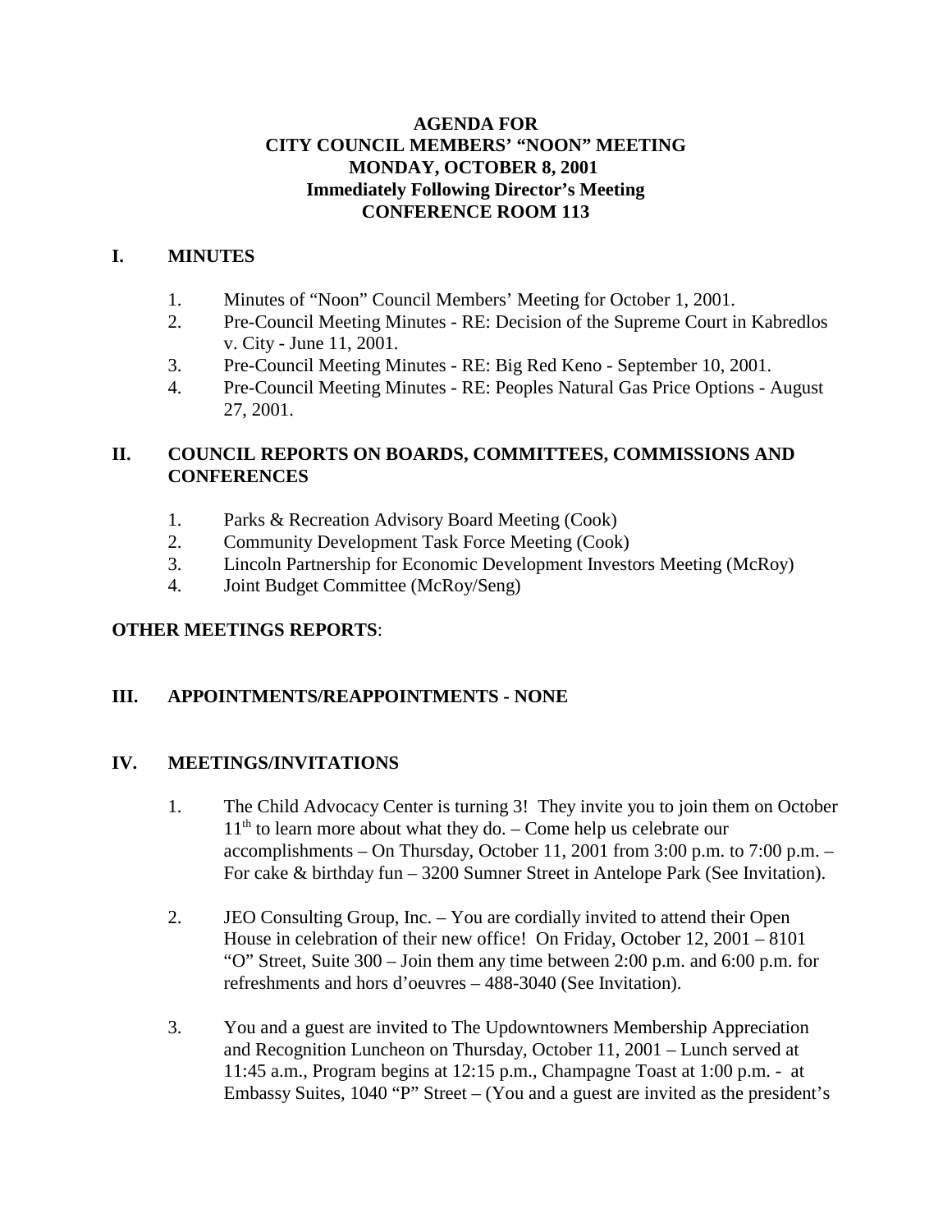**AGENDA FOR**
**CITY COUNCIL MEMBERS' "NOON" MEETING**
**MONDAY, OCTOBER 8, 2001**
**Immediately Following Director's Meeting**
**CONFERENCE ROOM 113**

## I. MINUTES

1. Minutes of "Noon" Council Members' Meeting for October 1, 2001.
2. Pre-Council Meeting Minutes - RE: Decision of the Supreme Court in Kabredlos v. City - June 11, 2001.
3. Pre-Council Meeting Minutes - RE: Big Red Keno - September 10, 2001.
4. Pre-Council Meeting Minutes - RE: Peoples Natural Gas Price Options - August 27, 2001.

## II. COUNCIL REPORTS ON BOARDS, COMMITTEES, COMMISSIONS AND CONFERENCES

1. Parks & Recreation Advisory Board Meeting (Cook)
2. Community Development Task Force Meeting (Cook)
3. Lincoln Partnership for Economic Development Investors Meeting (McRoy)
4. Joint Budget Committee (McRoy/Seng)

**OTHER MEETINGS REPORTS**:

## III. APPOINTMENTS/REAPPOINTMENTS - NONE

## IV. MEETINGS/INVITATIONS

1. The Child Advocacy Center is turning 3! They invite you to join them on October 11th to learn more about what they do. – Come help us celebrate our accomplishments – On Thursday, October 11, 2001 from 3:00 p.m. to 7:00 p.m. – For cake & birthday fun – 3200 Sumner Street in Antelope Park (See Invitation).

2. JEO Consulting Group, Inc. – You are cordially invited to attend their Open House in celebration of their new office! On Friday, October 12, 2001 – 8101 "O" Street, Suite 300 – Join them any time between 2:00 p.m. and 6:00 p.m. for refreshments and hors d'oeuvres – 488-3040 (See Invitation).

3. You and a guest are invited to The Updowntowners Membership Appreciation and Recognition Luncheon on Thursday, October 11, 2001 – Lunch served at 11:45 a.m., Program begins at 12:15 p.m., Champagne Toast at 1:00 p.m. - at Embassy Suites, 1040 "P" Street – (You and a guest are invited as the president's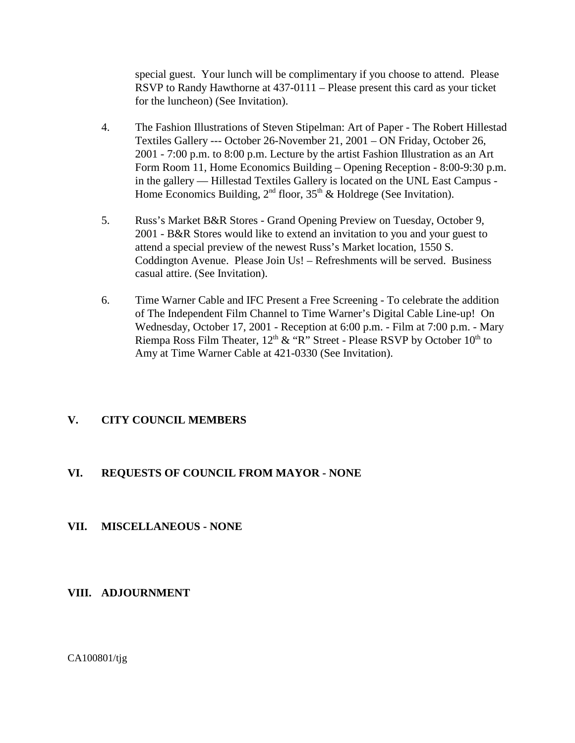special guest. Your lunch will be complimentary if you choose to attend. Please RSVP to Randy Hawthorne at 437-0111 – Please present this card as your ticket for the luncheon) (See Invitation).

4. The Fashion Illustrations of Steven Stipelman: Art of Paper - The Robert Hillestad Textiles Gallery --- October 26-November 21, 2001 – ON Friday, October 26, 2001 - 7:00 p.m. to 8:00 p.m. Lecture by the artist Fashion Illustration as an Art Form Room 11, Home Economics Building – Opening Reception - 8:00-9:30 p.m. in the gallery — Hillestad Textiles Gallery is located on the UNL East Campus - Home Economics Building, 2nd floor, 35th & Holdrege (See Invitation).

5. Russ's Market B&R Stores - Grand Opening Preview on Tuesday, October 9, 2001 - B&R Stores would like to extend an invitation to you and your guest to attend a special preview of the newest Russ's Market location, 1550 S. Coddington Avenue. Please Join Us! – Refreshments will be served. Business casual attire. (See Invitation).

6. Time Warner Cable and IFC Present a Free Screening - To celebrate the addition of The Independent Film Channel to Time Warner's Digital Cable Line-up! On Wednesday, October 17, 2001 - Reception at 6:00 p.m. - Film at 7:00 p.m. - Mary Riempa Ross Film Theater, 12th & "R" Street - Please RSVP by October 10th to Amy at Time Warner Cable at 421-0330 (See Invitation).

## V. CITY COUNCIL MEMBERS

## VI. REQUESTS OF COUNCIL FROM MAYOR - NONE

## VII. MISCELLANEOUS - NONE

## VIII. ADJOURNMENT

CA100801/tjg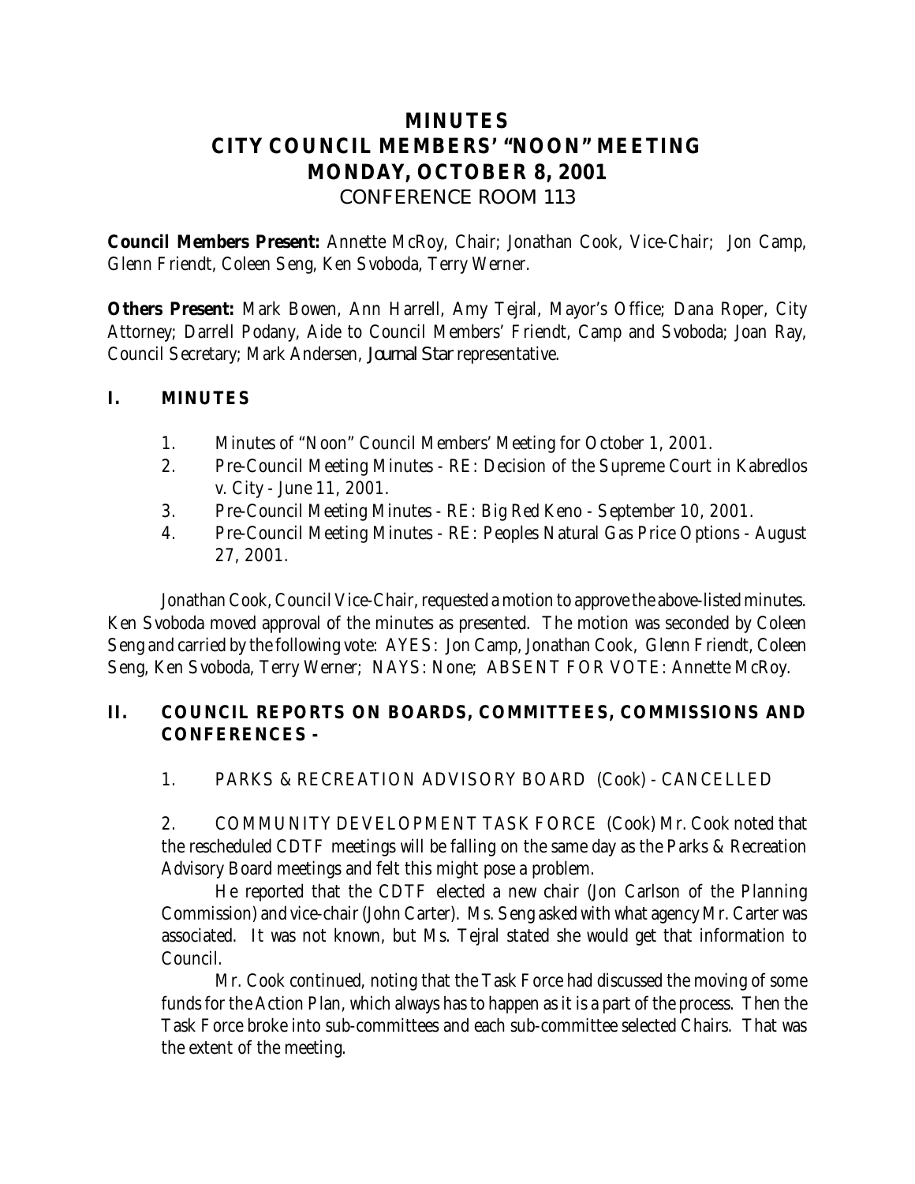# MINUTES
# CITY COUNCIL MEMBERS' "NOON" MEETING
# MONDAY, OCTOBER 8, 2001
## CONFERENCE ROOM 113

**Council Members Present:** Annette McRoy, Chair; Jonathan Cook, Vice-Chair; Jon Camp, Glenn Friendt, Coleen Seng, Ken Svoboda, Terry Werner.

**Others Present:** Mark Bowen, Ann Harrell, Amy Tejral, Mayor's Office; Dana Roper, City Attorney; Darrell Podany, Aide to Council Members' Friendt, Camp and Svoboda; Joan Ray, Council Secretary; Mark Andersen, *Journal Star* representative.

## I. MINUTES

1. Minutes of "Noon" Council Members' Meeting for October 1, 2001.
2. Pre-Council Meeting Minutes - RE: Decision of the Supreme Court in Kabredlos v. City - June 11, 2001.
3. Pre-Council Meeting Minutes - RE: Big Red Keno - September 10, 2001.
4. Pre-Council Meeting Minutes - RE: Peoples Natural Gas Price Options - August 27, 2001.

Jonathan Cook, Council Vice-Chair, requested a motion to approve the above-listed minutes. Ken Svoboda moved approval of the minutes as presented. The motion was seconded by Coleen Seng and carried by the following vote: AYES: Jon Camp, Jonathan Cook, Glenn Friendt, Coleen Seng, Ken Svoboda, Terry Werner; NAYS: None; ABSENT FOR VOTE: Annette McRoy.

## II. COUNCIL REPORTS ON BOARDS, COMMITTEES, COMMISSIONS AND CONFERENCES -

1. PARKS & RECREATION ADVISORY BOARD (Cook) - CANCELLED

2. COMMUNITY DEVELOPMENT TASK FORCE (Cook) Mr. Cook noted that the rescheduled CDTF meetings will be falling on the same day as the Parks & Recreation Advisory Board meetings and felt this might pose a problem.

He reported that the CDTF elected a new chair (Jon Carlson of the Planning Commission) and vice-chair (John Carter). Ms. Seng asked with what agency Mr. Carter was associated. It was not known, but Ms. Tejral stated she would get that information to Council.

Mr. Cook continued, noting that the Task Force had discussed the moving of some funds for the Action Plan, which always has to happen as it is a part of the process. Then the Task Force broke into sub-committees and each sub-committee selected Chairs. That was the extent of the meeting.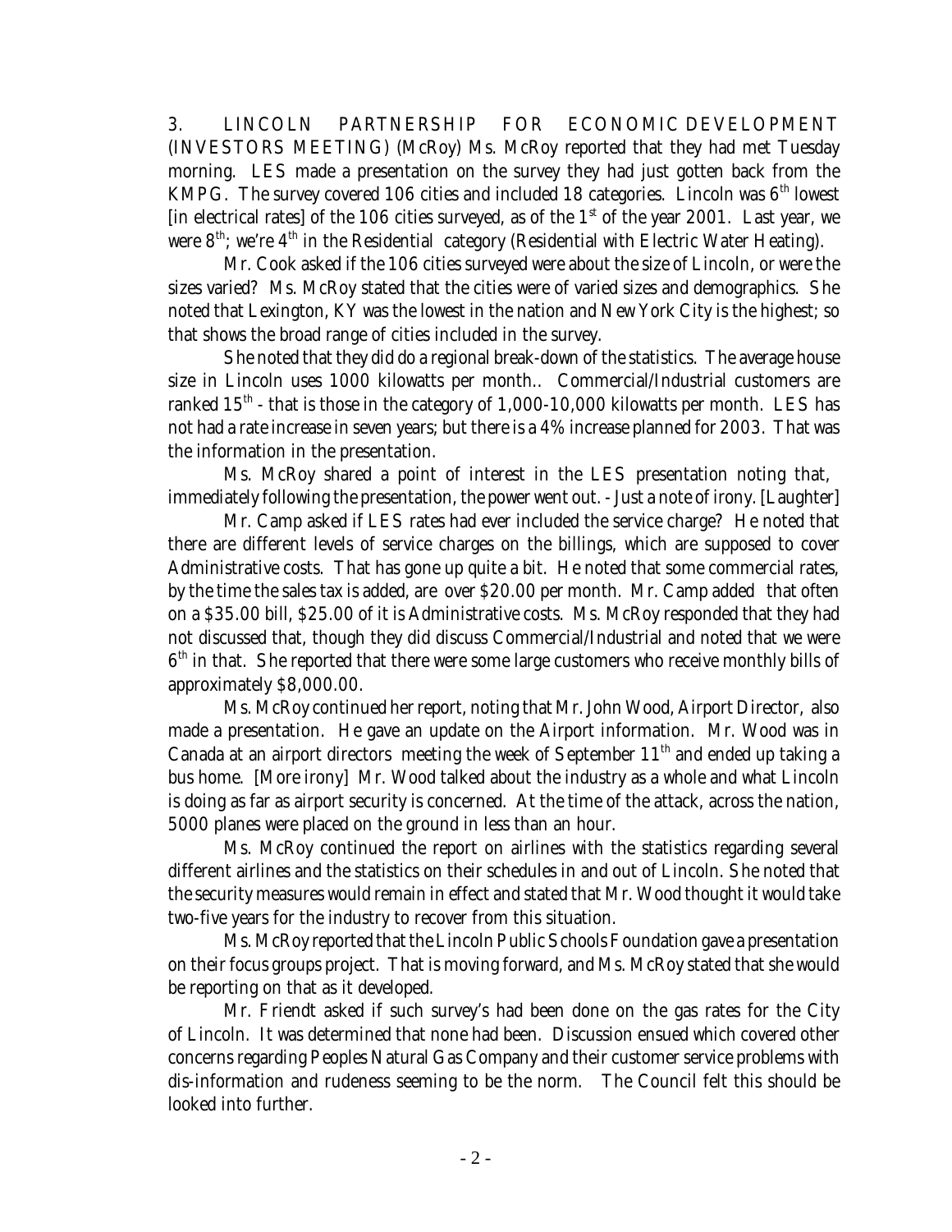3. LINCOLN PARTNERSHIP FOR ECONOMIC DEVELOPMENT (INVESTORS MEETING) (McRoy) Ms. McRoy reported that they had met Tuesday morning. LES made a presentation on the survey they had just gotten back from the KMPG. The survey covered 106 cities and included 18 categories. Lincoln was 6th lowest [in electrical rates] of the 106 cities surveyed, as of the 1st of the year 2001. Last year, we were 8th; we're 4th in the Residential category (Residential with Electric Water Heating).

Mr. Cook asked if the 106 cities surveyed were about the size of Lincoln, or were the sizes varied? Ms. McRoy stated that the cities were of varied sizes and demographics. She noted that Lexington, KY was the lowest in the nation and New York City is the highest; so that shows the broad range of cities included in the survey.

She noted that they did do a regional break-down of the statistics. The average house size in Lincoln uses 1000 kilowatts per month.. Commercial/Industrial customers are ranked 15th - that is those in the category of 1,000-10,000 kilowatts per month. LES has not had a rate increase in seven years; but there is a 4% increase planned for 2003. That was the information in the presentation.

Ms. McRoy shared a point of interest in the LES presentation noting that, immediately following the presentation, the power went out. - Just a note of irony. [Laughter]

Mr. Camp asked if LES rates had ever included the service charge? He noted that there are different levels of service charges on the billings, which are supposed to cover Administrative costs. That has gone up quite a bit. He noted that some commercial rates, by the time the sales tax is added, are over $20.00 per month. Mr. Camp added that often on a $35.00 bill, $25.00 of it is Administrative costs. Ms. McRoy responded that they had not discussed that, though they did discuss Commercial/Industrial and noted that we were 6th in that. She reported that there were some large customers who receive monthly bills of approximately $8,000.00.

Ms. McRoy continued her report, noting that Mr. John Wood, Airport Director, also made a presentation. He gave an update on the Airport information. Mr. Wood was in Canada at an airport directors meeting the week of September 11th and ended up taking a bus home. [More irony] Mr. Wood talked about the industry as a whole and what Lincoln is doing as far as airport security is concerned. At the time of the attack, across the nation, 5000 planes were placed on the ground in less than an hour.

Ms. McRoy continued the report on airlines with the statistics regarding several different airlines and the statistics on their schedules in and out of Lincoln. She noted that the security measures would remain in effect and stated that Mr. Wood thought it would take two-five years for the industry to recover from this situation.

Ms. McRoy reported that the Lincoln Public Schools Foundation gave a presentation on their focus groups project. That is moving forward, and Ms. McRoy stated that she would be reporting on that as it developed.

Mr. Friendt asked if such survey's had been done on the gas rates for the City of Lincoln. It was determined that none had been. Discussion ensued which covered other concerns regarding Peoples Natural Gas Company and their customer service problems with dis-information and rudeness seeming to be the norm. The Council felt this should be looked into further.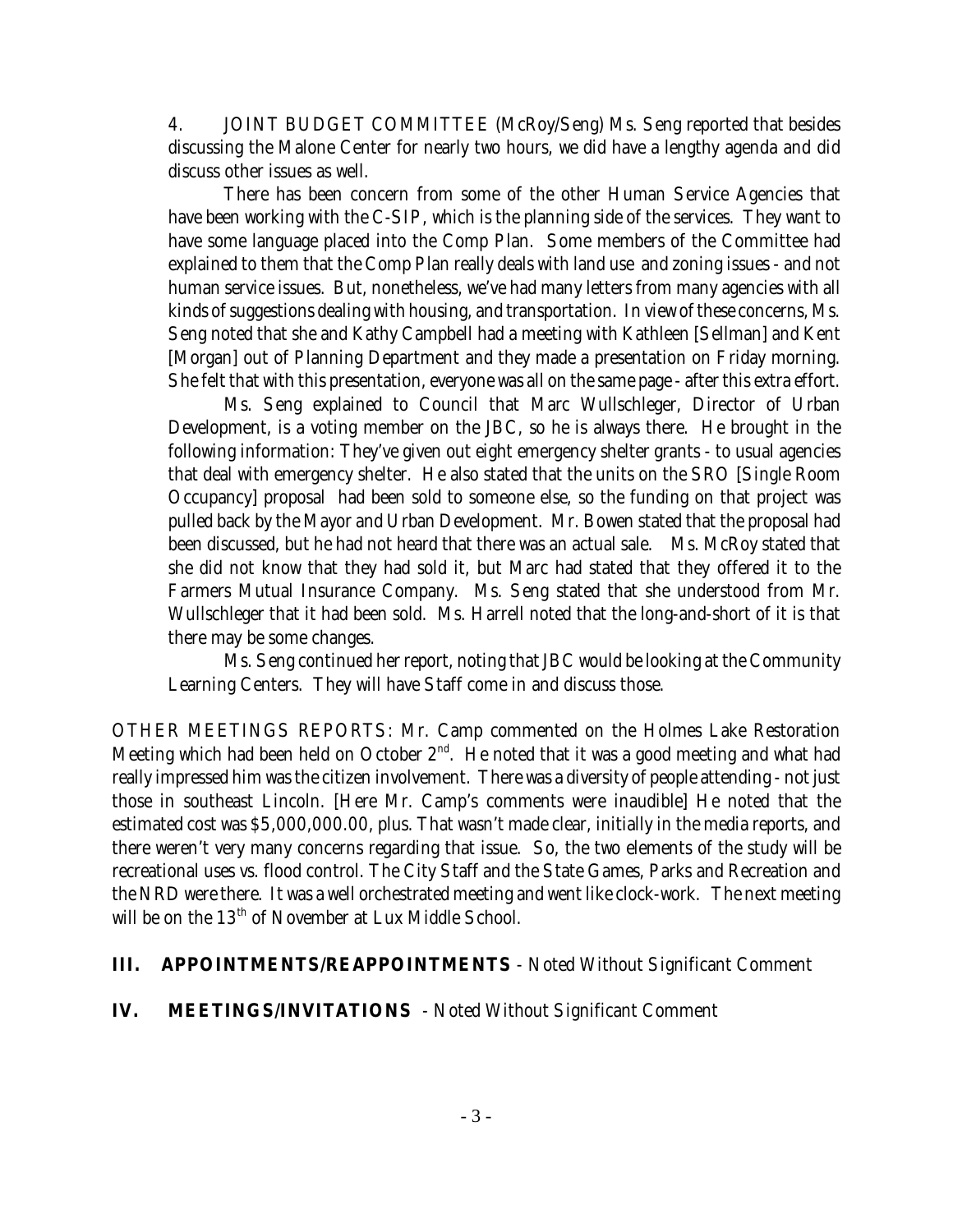4. JOINT BUDGET COMMITTEE (McRoy/Seng) Ms. Seng reported that besides discussing the Malone Center for nearly two hours, we did have a lengthy agenda and did discuss other issues as well.

There has been concern from some of the other Human Service Agencies that have been working with the C-SIP, which is the planning side of the services. They want to have some language placed into the Comp Plan. Some members of the Committee had explained to them that the Comp Plan really deals with land use and zoning issues - and not human service issues. But, nonetheless, we've had many letters from many agencies with all kinds of suggestions dealing with housing, and transportation. In view of these concerns, Ms. Seng noted that she and Kathy Campbell had a meeting with Kathleen [Sellman] and Kent [Morgan] out of Planning Department and they made a presentation on Friday morning. She felt that with this presentation, everyone was all on the same page - after this extra effort.

Ms. Seng explained to Council that Marc Wullschleger, Director of Urban Development, is a voting member on the JBC, so he is always there. He brought in the following information: They've given out eight emergency shelter grants - to usual agencies that deal with emergency shelter. He also stated that the units on the SRO [Single Room Occupancy] proposal had been sold to someone else, so the funding on that project was pulled back by the Mayor and Urban Development. Mr. Bowen stated that the proposal had been discussed, but he had not heard that there was an actual sale. Ms. McRoy stated that she did not know that they had sold it, but Marc had stated that they offered it to the Farmers Mutual Insurance Company. Ms. Seng stated that she understood from Mr. Wullschleger that it had been sold. Ms. Harrell noted that the long-and-short of it is that there may be some changes.

Ms. Seng continued her report, noting that JBC would be looking at the Community Learning Centers. They will have Staff come in and discuss those.

OTHER MEETINGS REPORTS: Mr. Camp commented on the Holmes Lake Restoration Meeting which had been held on October 2nd. He noted that it was a good meeting and what had really impressed him was the citizen involvement. There was a diversity of people attending - not just those in southeast Lincoln. [Here Mr. Camp's comments were inaudible] He noted that the estimated cost was $5,000,000.00, plus. That wasn't made clear, initially in the media reports, and there weren't very many concerns regarding that issue. So, the two elements of the study will be recreational uses vs. flood control. The City Staff and the State Games, Parks and Recreation and the NRD were there. It was a well orchestrated meeting and went like clock-work. The next meeting will be on the 13th of November at Lux Middle School.

**III. APPOINTMENTS/REAPPOINTMENTS** - Noted Without Significant Comment

**IV. MEETINGS/INVITATIONS** - Noted Without Significant Comment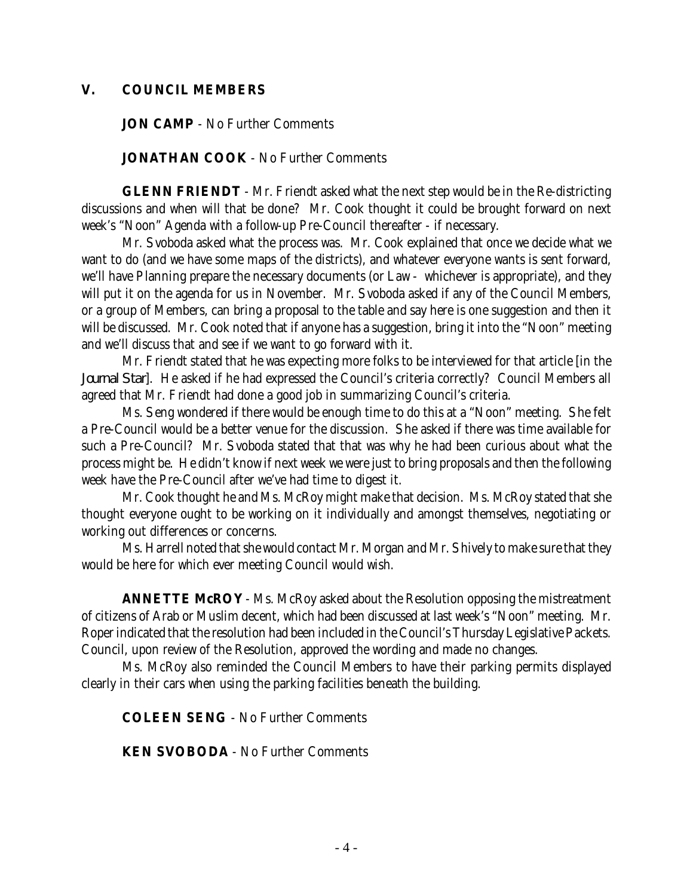## V. COUNCIL MEMBERS

**JON CAMP** - No Further Comments

**JONATHAN COOK** - No Further Comments

**GLENN FRIENDT** - Mr. Friendt asked what the next step would be in the Re-districting discussions and when will that be done? Mr. Cook thought it could be brought forward on next week's "Noon" Agenda with a follow-up Pre-Council thereafter - if necessary.

Mr. Svoboda asked what the process was. Mr. Cook explained that once we decide what we want to do (and we have some maps of the districts), and whatever everyone wants is sent forward, we'll have Planning prepare the necessary documents (or Law - whichever is appropriate), and they will put it on the agenda for us in November. Mr. Svoboda asked if any of the Council Members, or a group of Members, can bring a proposal to the table and say here is one suggestion and then it will be discussed. Mr. Cook noted that if anyone has a suggestion, bring it into the "Noon" meeting and we'll discuss that and see if we want to go forward with it.

Mr. Friendt stated that he was expecting more folks to be interviewed for that article [in the *Journal Star*]. He asked if he had expressed the Council's criteria correctly? Council Members all agreed that Mr. Friendt had done a good job in summarizing Council's criteria.

Ms. Seng wondered if there would be enough time to do this at a "Noon" meeting. She felt a Pre-Council would be a better venue for the discussion. She asked if there was time available for such a Pre-Council? Mr. Svoboda stated that that was why he had been curious about what the process might be. He didn't know if next week we were just to bring proposals and then the following week have the Pre-Council after we've had time to digest it.

Mr. Cook thought he and Ms. McRoy might make that decision. Ms. McRoy stated that she thought everyone ought to be working on it individually and amongst themselves, negotiating or working out differences or concerns.

Ms. Harrell noted that she would contact Mr. Morgan and Mr. Shively to make sure that they would be here for which ever meeting Council would wish.

**ANNETTE McROY** - Ms. McRoy asked about the Resolution opposing the mistreatment of citizens of Arab or Muslim decent, which had been discussed at last week's "Noon" meeting. Mr. Roper indicated that the resolution had been included in the Council's Thursday Legislative Packets. Council, upon review of the Resolution, approved the wording and made no changes.

Ms. McRoy also reminded the Council Members to have their parking permits displayed clearly in their cars when using the parking facilities beneath the building.

**COLEEN SENG** - No Further Comments

**KEN SVOBODA** - No Further Comments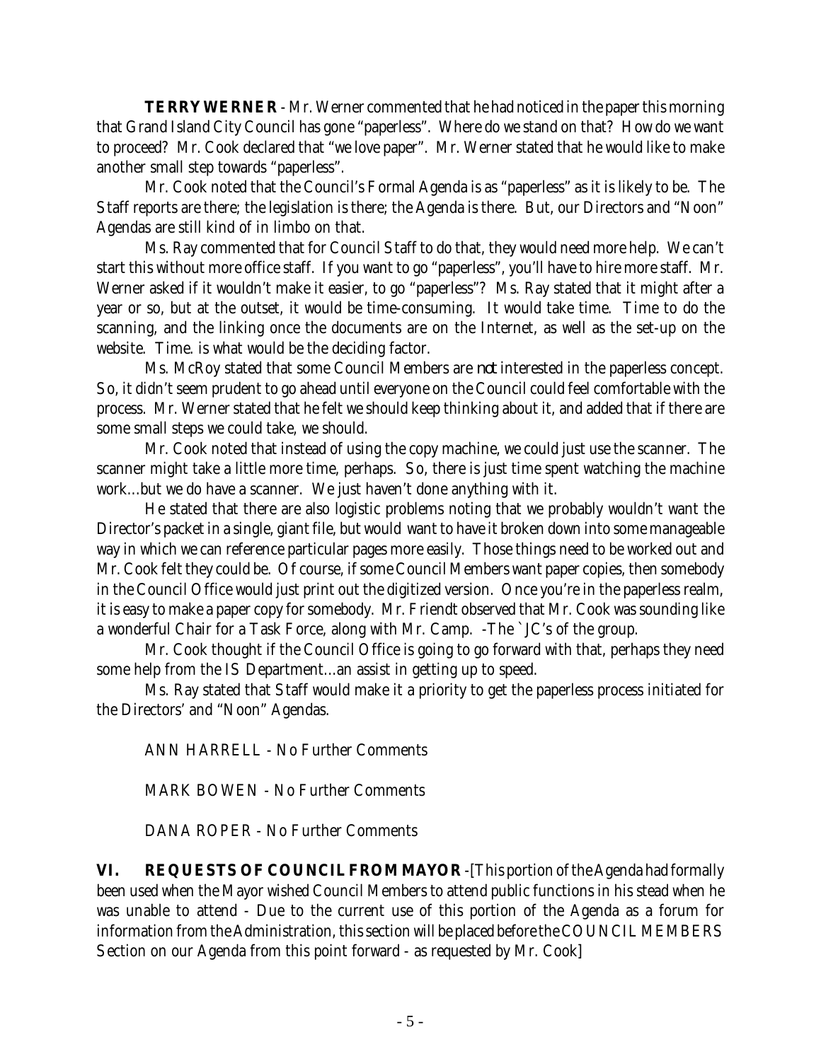**TERRY WERNER** - Mr. Werner commented that he had noticed in the paper this morning that Grand Island City Council has gone "paperless". Where do we stand on that? How do we want to proceed? Mr. Cook declared that "we love paper". Mr. Werner stated that he would like to make another small step towards "paperless".

Mr. Cook noted that the Council's Formal Agenda is as "paperless" as it is likely to be. The Staff reports are there; the legislation is there; the Agenda is there. But, our Directors and "Noon" Agendas are still kind of in limbo on that.

Ms. Ray commented that for Council Staff to do that, they would need more help. We can't start this without more office staff. If you want to go "paperless", you'll have to hire more staff. Mr. Werner asked if it wouldn't make it easier, to go "paperless"? Ms. Ray stated that it might after a year or so, but at the outset, it would be time-consuming. It would take time. Time to do the scanning, and the linking once the documents are on the Internet, as well as the set-up on the website. Time. is what would be the deciding factor.

Ms. McRoy stated that some Council Members are *not* interested in the paperless concept. So, it didn't seem prudent to go ahead until everyone on the Council could feel comfortable with the process. Mr. Werner stated that he felt we should keep thinking about it, and added that if there are some small steps we could take, we should.

Mr. Cook noted that instead of using the copy machine, we could just use the scanner. The scanner might take a little more time, perhaps. So, there is just time spent watching the machine work...but we do have a scanner. We just haven't done anything with it.

He stated that there are also logistic problems noting that we probably wouldn't want the Director's packet in a single, giant file, but would want to have it broken down into some manageable way in which we can reference particular pages more easily. Those things need to be worked out and Mr. Cook felt they could be. Of course, if some Council Members want paper copies, then somebody in the Council Office would just print out the digitized version. Once you're in the paperless realm, it is easy to make a paper copy for somebody. Mr. Friendt observed that Mr. Cook was sounding like a wonderful Chair for a Task Force, along with Mr. Camp. -The `JC's of the group.

Mr. Cook thought if the Council Office is going to go forward with that, perhaps they need some help from the IS Department...an assist in getting up to speed.

Ms. Ray stated that Staff would make it a priority to get the paperless process initiated for the Directors' and "Noon" Agendas.

ANN HARRELL - No Further Comments

MARK BOWEN - No Further Comments

DANA ROPER - No Further Comments

**VI. REQUESTS OF COUNCIL FROM MAYOR** -[This portion of the Agenda had formally been used when the Mayor wished Council Members to attend public functions in his stead when he was unable to attend - Due to the current use of this portion of the Agenda as a forum for information from the Administration, this section will be placed before the COUNCIL MEMBERS Section on our Agenda from this point forward - as requested by Mr. Cook]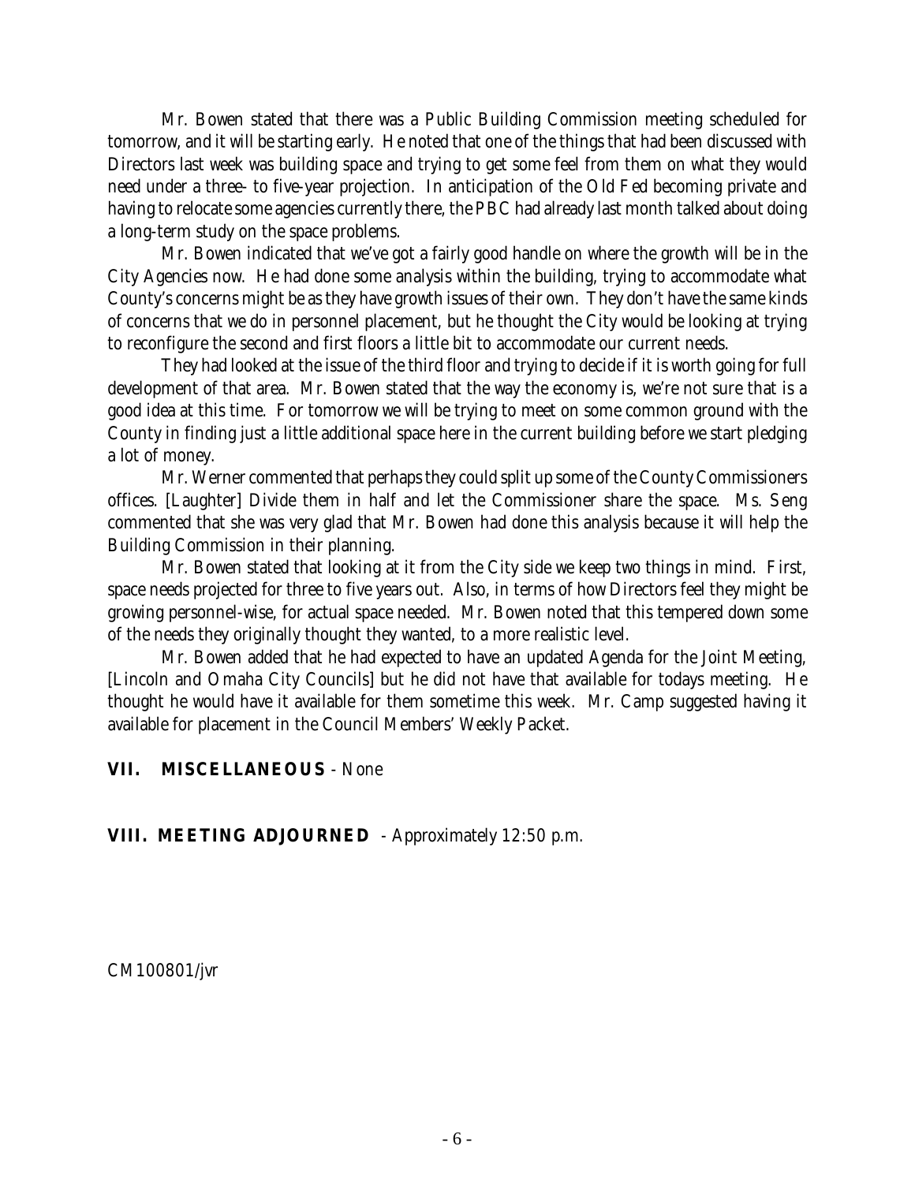Mr. Bowen stated that there was a Public Building Commission meeting scheduled for tomorrow, and it will be starting early. He noted that one of the things that had been discussed with Directors last week was building space and trying to get some feel from them on what they would need under a three- to five-year projection. In anticipation of the Old Fed becoming private and having to relocate some agencies currently there, the PBC had already last month talked about doing a long-term study on the space problems.

Mr. Bowen indicated that we've got a fairly good handle on where the growth will be in the City Agencies now. He had done some analysis within the building, trying to accommodate what County's concerns might be as they have growth issues of their own. They don't have the same kinds of concerns that we do in personnel placement, but he thought the City would be looking at trying to reconfigure the second and first floors a little bit to accommodate our current needs.

They had looked at the issue of the third floor and trying to decide if it is worth going for full development of that area. Mr. Bowen stated that the way the economy is, we're not sure that is a good idea at this time. For tomorrow we will be trying to meet on some common ground with the County in finding just a little additional space here in the current building before we start pledging a lot of money.

Mr. Werner commented that perhaps they could split up some of the County Commissioners offices. [Laughter] Divide them in half and let the Commissioner share the space. Ms. Seng commented that she was very glad that Mr. Bowen had done this analysis because it will help the Building Commission in their planning.

Mr. Bowen stated that looking at it from the City side we keep two things in mind. First, space needs projected for three to five years out. Also, in terms of how Directors feel they might be growing personnel-wise, for actual space needed. Mr. Bowen noted that this tempered down some of the needs they originally thought they wanted, to a more realistic level.

Mr. Bowen added that he had expected to have an updated Agenda for the Joint Meeting, [Lincoln and Omaha City Councils] but he did not have that available for todays meeting. He thought he would have it available for them sometime this week. Mr. Camp suggested having it available for placement in the Council Members' Weekly Packet.

**VII. MISCELLANEOUS** - None

**VIII. MEETING ADJOURNED** - Approximately 12:50 p.m.

CM100801/jvr